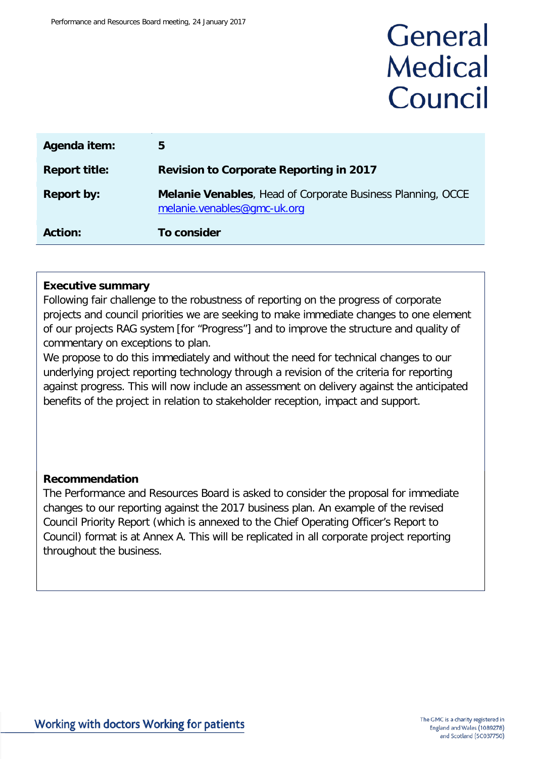# General Medical Council

| | |
|---|---|
| **Agenda item:** | **5** |
| **Report title:** | **Revision to Corporate Reporting in 2017** |
| **Report by:** | **Melanie Venables**, Head of Corporate Business Planning, OCCE melanie.venables@gmc-uk.org |
| **Action:** | **To consider** |

**Executive summary**

Following fair challenge to the robustness of reporting on the progress of corporate projects and council priorities we are seeking to make immediate changes to one element of our projects RAG system [for "Progress"] and to improve the structure and quality of commentary on exceptions to plan.

We propose to do this immediately and without the need for technical changes to our underlying project reporting technology through a revision of the criteria for reporting against progress. This will now include an assessment on delivery against the anticipated benefits of the project in relation to stakeholder reception, impact and support.

**Recommendation**

The Performance and Resources Board is asked to consider the proposal for immediate changes to our reporting against the 2017 business plan. An example of the revised Council Priority Report (which is annexed to the Chief Operating Officer's Report to Council) format is at Annex A. This will be replicated in all corporate project reporting throughout the business.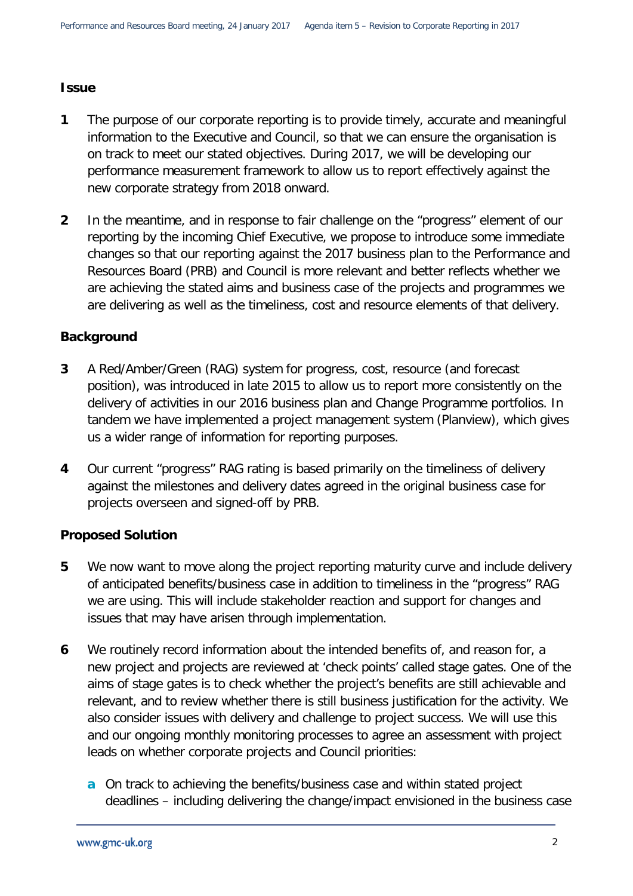**Issue**

1 The purpose of our corporate reporting is to provide timely, accurate and meaningful information to the Executive and Council, so that we can ensure the organisation is on track to meet our stated objectives. During 2017, we will be developing our performance measurement framework to allow us to report effectively against the new corporate strategy from 2018 onward.

2 In the meantime, and in response to fair challenge on the "progress" element of our reporting by the incoming Chief Executive, we propose to introduce some immediate changes so that our reporting against the 2017 business plan to the Performance and Resources Board (PRB) and Council is more relevant and better reflects whether we are achieving the stated aims and business case of the projects and programmes we are delivering as well as the timeliness, cost and resource elements of that delivery.

**Background**

3 A Red/Amber/Green (RAG) system for progress, cost, resource (and forecast position), was introduced in late 2015 to allow us to report more consistently on the delivery of activities in our 2016 business plan and Change Programme portfolios. In tandem we have implemented a project management system (Planview), which gives us a wider range of information for reporting purposes.

4 Our current "progress" RAG rating is based primarily on the timeliness of delivery against the milestones and delivery dates agreed in the original business case for projects overseen and signed-off by PRB.

**Proposed Solution**

5 We now want to move along the project reporting maturity curve and include delivery of anticipated benefits/business case in addition to timeliness in the "progress" RAG we are using. This will include stakeholder reaction and support for changes and issues that may have arisen through implementation.

6 We routinely record information about the intended benefits of, and reason for, a new project and projects are reviewed at 'check points' called stage gates. One of the aims of stage gates is to check whether the project's benefits are still achievable and relevant, and to review whether there is still business justification for the activity. We also consider issues with delivery and challenge to project success. We will use this and our ongoing monthly monitoring processes to agree an assessment with project leads on whether corporate projects and Council priorities:

   a On track to achieving the benefits/business case and within stated project deadlines – including delivering the change/impact envisioned in the business case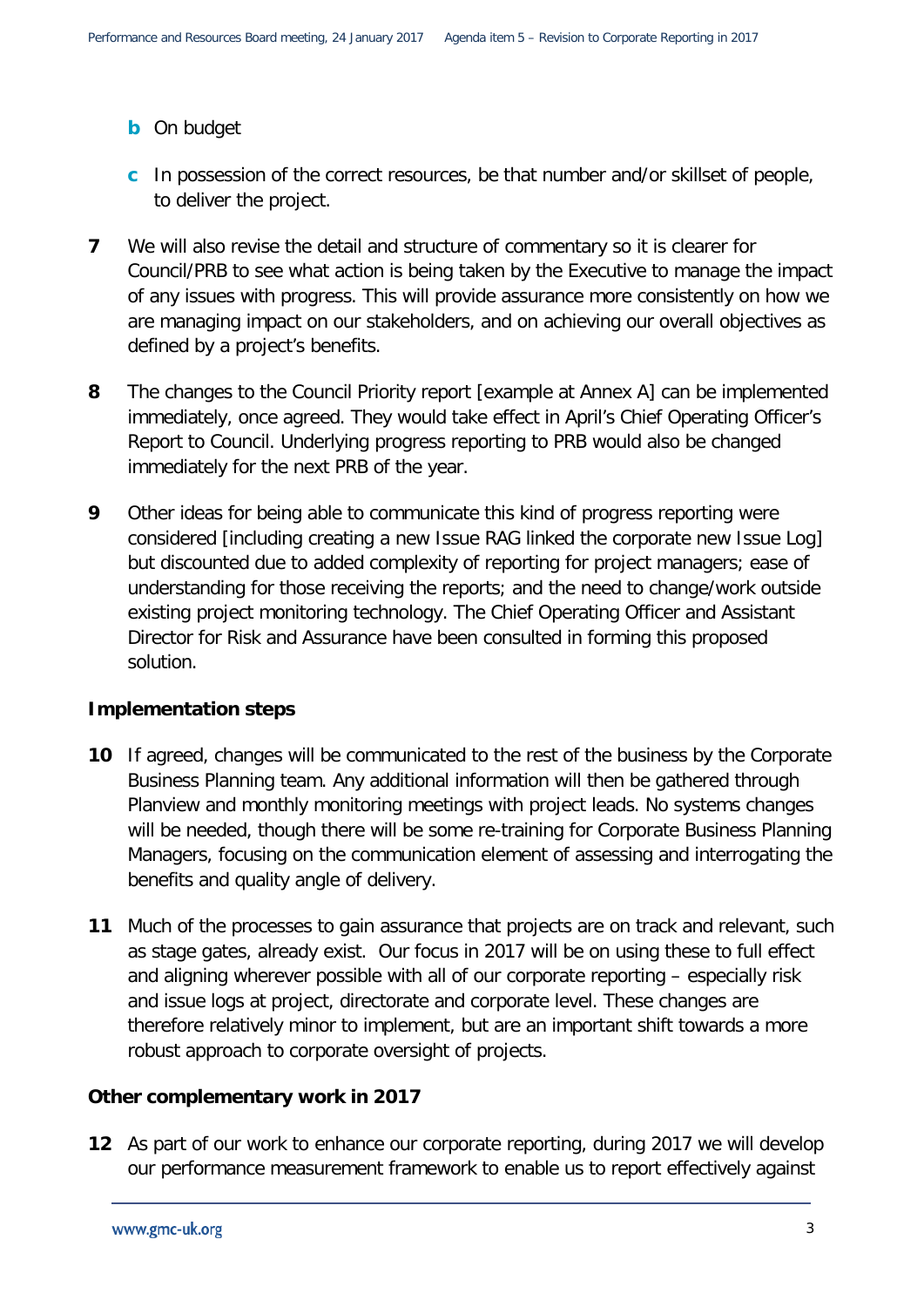**b** On budget

**c** In possession of the correct resources, be that number and/or skillset of people, to deliver the project.

**7** We will also revise the detail and structure of commentary so it is clearer for Council/PRB to see what action is being taken by the Executive to manage the impact of any issues with progress. This will provide assurance more consistently on how we are managing impact on our stakeholders, and on achieving our overall objectives as defined by a project's benefits.

**8** The changes to the Council Priority report [example at Annex A] can be implemented immediately, once agreed. They would take effect in April's Chief Operating Officer's Report to Council. Underlying progress reporting to PRB would also be changed immediately for the next PRB of the year.

**9** Other ideas for being able to communicate this kind of progress reporting were considered [including creating a new Issue RAG linked the corporate new Issue Log] but discounted due to added complexity of reporting for project managers; ease of understanding for those receiving the reports; and the need to change/work outside existing project monitoring technology. The Chief Operating Officer and Assistant Director for Risk and Assurance have been consulted in forming this proposed solution.

**Implementation steps**

**10** If agreed, changes will be communicated to the rest of the business by the Corporate Business Planning team. Any additional information will then be gathered through Planview and monthly monitoring meetings with project leads. No systems changes will be needed, though there will be some re-training for Corporate Business Planning Managers, focusing on the communication element of assessing and interrogating the benefits and quality angle of delivery.

**11** Much of the processes to gain assurance that projects are on track and relevant, such as stage gates, already exist. Our focus in 2017 will be on using these to full effect and aligning wherever possible with all of our corporate reporting – especially risk and issue logs at project, directorate and corporate level. These changes are therefore relatively minor to implement, but are an important shift towards a more robust approach to corporate oversight of projects.

**Other complementary work in 2017**

**12** As part of our work to enhance our corporate reporting, during 2017 we will develop our performance measurement framework to enable us to report effectively against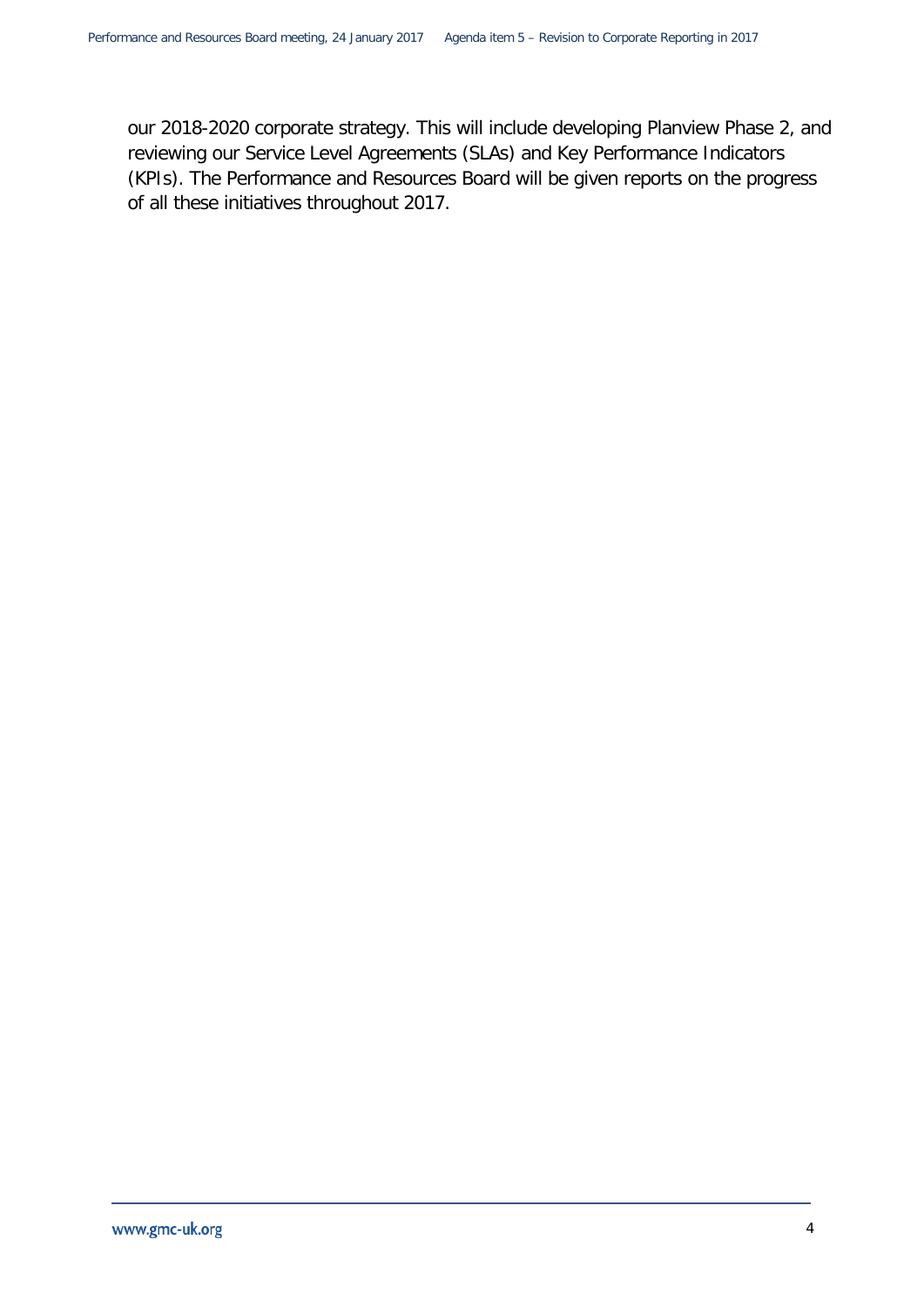our 2018-2020 corporate strategy. This will include developing Planview Phase 2, and reviewing our Service Level Agreements (SLAs) and Key Performance Indicators (KPIs). The Performance and Resources Board will be given reports on the progress of all these initiatives throughout 2017.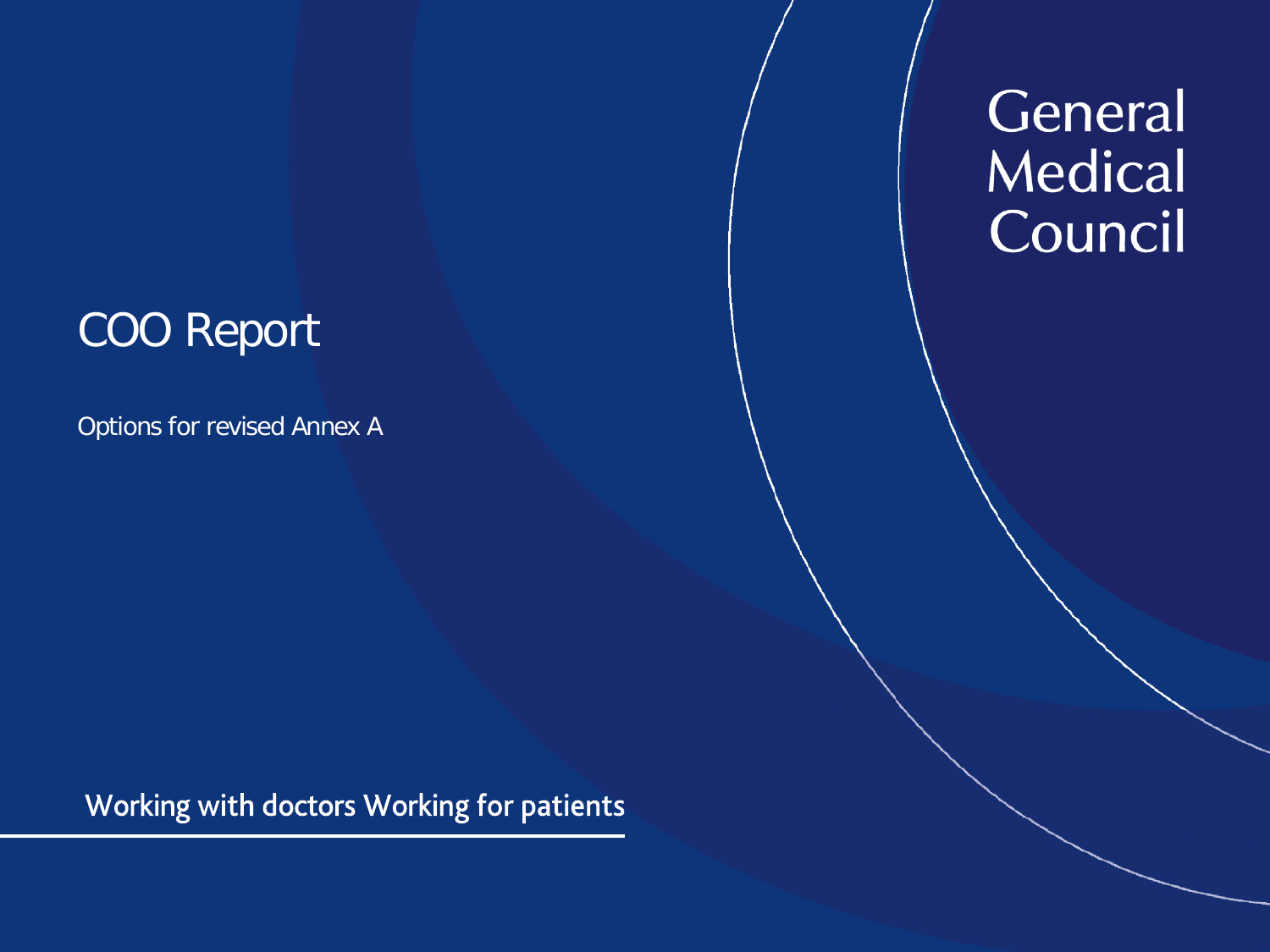General Medical Council

# COO Report

Options for revised Annex A

Working with doctors Working for patients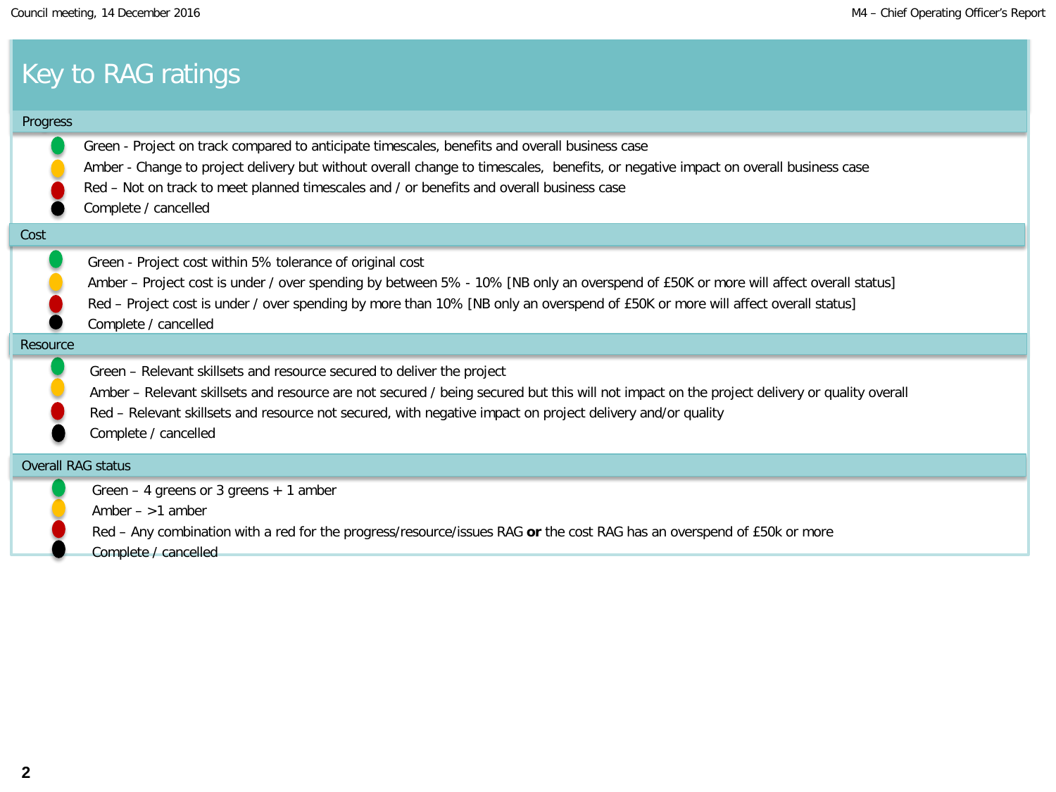# Key to RAG ratings

## Progress

- Green - Project on track compared to anticipate timescales, benefits and overall business case
- Amber - Change to project delivery but without overall change to timescales, benefits, or negative impact on overall business case
- Red – Not on track to meet planned timescales and / or benefits and overall business case
- Complete / cancelled

## Cost

- Green - Project cost within 5% tolerance of original cost
- Amber – Project cost is under / over spending by between 5% - 10% [NB only an overspend of £50K or more will affect overall status]
- Red – Project cost is under / over spending by more than 10% [NB only an overspend of £50K or more will affect overall status]
- Complete / cancelled

## Resource

- Green – Relevant skillsets and resource secured to deliver the project
- Amber – Relevant skillsets and resource are not secured / being secured but this will not impact on the project delivery or quality overall
- Red – Relevant skillsets and resource not secured, with negative impact on project delivery and/or quality
- Complete / cancelled

## Overall RAG status

- Green – 4 greens or 3 greens + 1 amber
- Amber – >1 amber
- Red – Any combination with a red for the progress/resource/issues RAG **or** the cost RAG has an overspend of £50k or more
- Complete / cancelled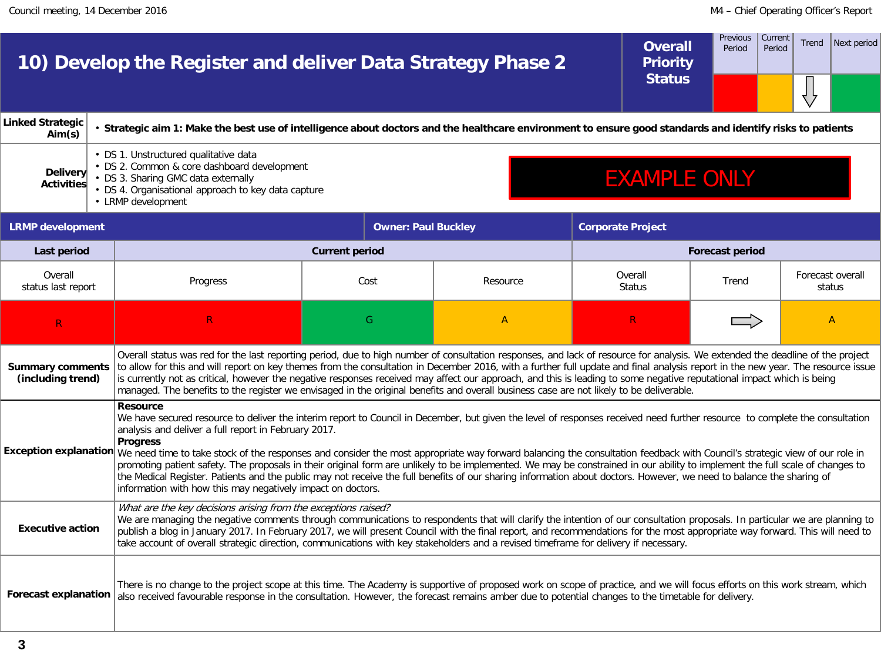# 10) Develop the Register and deliver Data Strategy Phase 2

| Overall Priority Status | Previous Period | Current Period | Trend | Next period |
|---|---|---|---|---|
| | (red) | (amber) | ⇩ | (green) |

**Linked Strategic Aim(s)**

- **Strategic aim 1: Make the best use of intelligence about doctors and the healthcare environment to ensure good standards and identify risks to patients**

**Delivery Activities**

- DS 1. Unstructured qualitative data
- DS 2. Common & core dashboard development
- DS 3. Sharing GMC data externally
- DS 4. Organisational approach to key data capture
- LRMP development

EXAMPLE ONLY

| LRMP development | | | Owner: Paul Buckley | Corporate Project | | |
|---|---|---|---|---|---|---|
| **Last period** | **Current period** | | | **Forecast period** | | |
| Overall status last report | Progress | Cost | Resource | Overall Status | Trend | Forecast overall status |
| R | R | G | A | R | ⇨ | A |

**Summary comments (including trend)**

Overall status was red for the last reporting period, due to high number of consultation responses, and lack of resource for analysis. We extended the deadline of the project to allow for this and will report on key themes from the consultation in December 2016, with a further full update and final analysis report in the new year. The resource issue is currently not as critical, however the negative responses received may affect our approach, and this is leading to some negative reputational impact which is being managed. The benefits to the register we envisaged in the original benefits and overall business case are not likely to be deliverable.

**Exception explanation**

**Resource**
We have secured resource to deliver the interim report to Council in December, but given the level of responses received need further resource to complete the consultation analysis and deliver a full report in February 2017.

**Progress**
We need time to take stock of the responses and consider the most appropriate way forward balancing the consultation feedback with Council's strategic view of our role in promoting patient safety. The proposals in their original form are unlikely to be implemented. We may be constrained in our ability to implement the full scale of changes to the Medical Register. Patients and the public may not receive the full benefits of our sharing information about doctors. However, we need to balance the sharing of information with how this may negatively impact on doctors.

**Executive action**

*What are the key decisions arising from the exceptions raised?*
We are managing the negative comments through communications to respondents that will clarify the intention of our consultation proposals. In particular we are planning to publish a blog in January 2017. In February 2017, we will present Council with the final report, and recommendations for the most appropriate way forward. This will need to take account of overall strategic direction, communications with key stakeholders and a revised timeframe for delivery if necessary.

**Forecast explanation**

There is no change to the project scope at this time. The Academy is supportive of proposed work on scope of practice, and we will focus efforts on this work stream, which also received favourable response in the consultation. However, the forecast remains amber due to potential changes to the timetable for delivery.